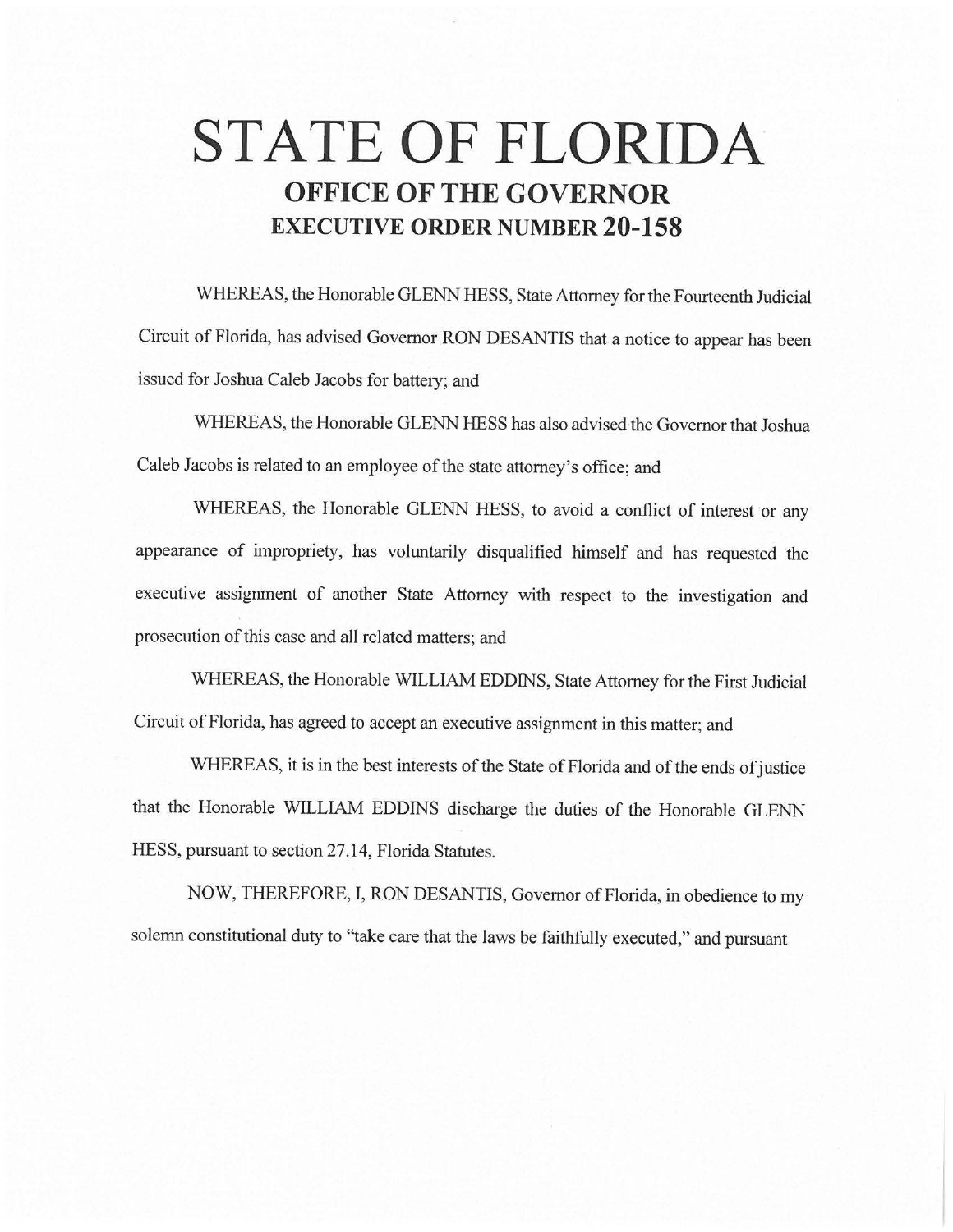# STATE OF FLORIDA

## OFFICE OF THE GOVERNOR

### EXECUTIVE ORDER NUMBER 20-158

WHEREAS, the Honorable GLENN HESS, State Attorney for the Fourteenth Judicial Circuit of Florida, has advised Governor RON DESANTIS that a notice to appear has been issued for Joshua Caleb Jacobs for battery; and

WHEREAS, the Honorable GLENN HESS has also advised the Governor that Joshua Caleb Jacobs is related to an employee of the state attorney's office; and

WHEREAS, the Honorable GLENN HESS, to avoid a conflict of interest or any appearance of impropriety, has voluntarily disqualified himself and has requested the executive assignment of another State Attorney with respect to the investigation and prosecution of this case and all related matters; and

WHEREAS, the Honorable WILLIAM EDDINS, State Attorney for the First Judicial Circuit of Florida, has agreed to accept an executive assignment in this matter; and

WHEREAS, it is in the best interests of the State of Florida and of the ends of justice that the Honorable WILLIAM EDDINS discharge the duties of the Honorable GLENN HESS, pursuant to section 27.14, Florida Statutes.

NOW, THEREFORE, I, RON DESANTIS, Governor of Florida, in obedience to my solemn constitutional duty to "take care that the laws be faithfully executed," and pursuant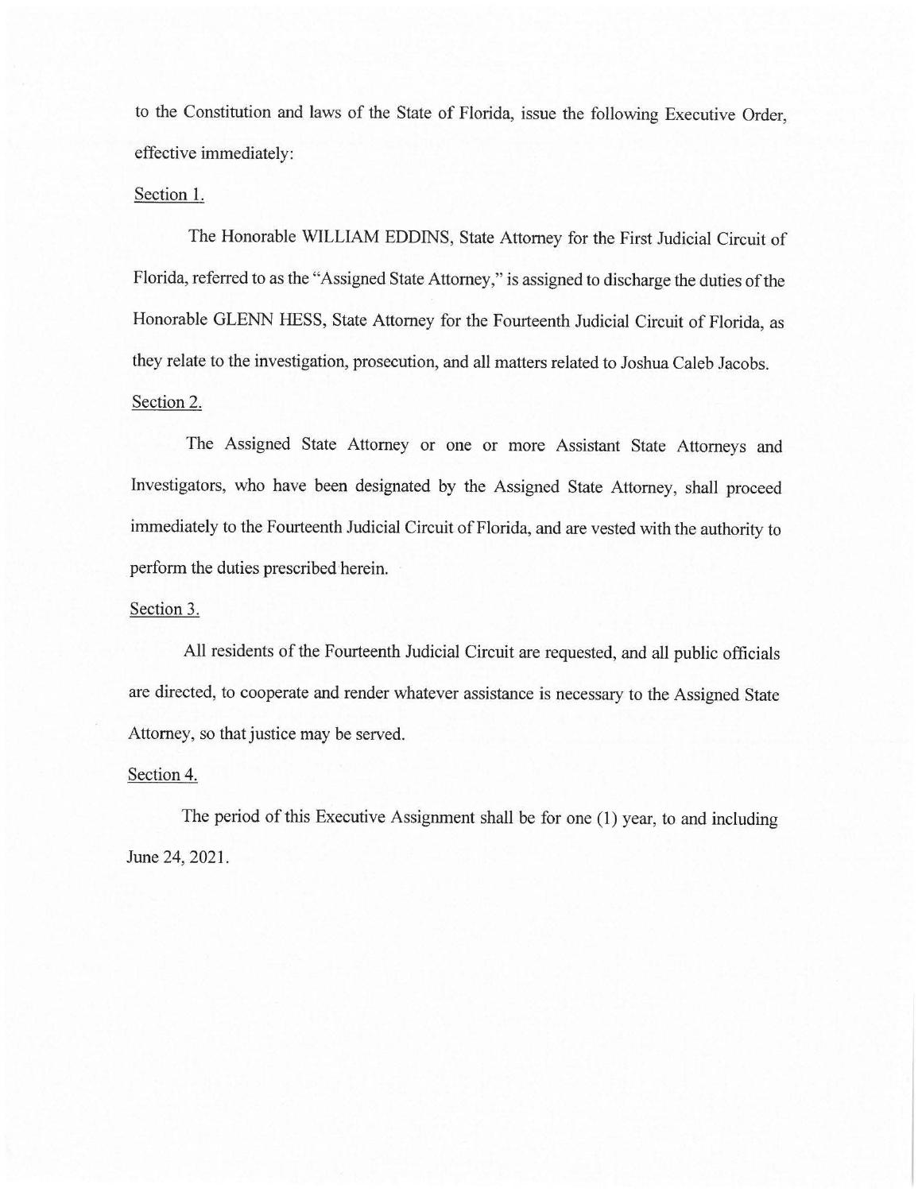to the Constitution and laws of the State of Florida, issue the following Executive Order, effective immediately:

Section 1.

The Honorable WILLIAM EDDINS, State Attorney for the First Judicial Circuit of Florida, referred to as the "Assigned State Attorney," is assigned to discharge the duties of the Honorable GLENN HESS, State Attorney for the Fourteenth Judicial Circuit of Florida, as they relate to the investigation, prosecution, and all matters related to Joshua Caleb Jacobs.

Section 2.

The Assigned State Attorney or one or more Assistant State Attorneys and Investigators, who have been designated by the Assigned State Attorney, shall proceed immediately to the Fourteenth Judicial Circuit of Florida, and are vested with the authority to perform the duties prescribed herein.

Section 3.

All residents of the Fourteenth Judicial Circuit are requested, and all public officials are directed, to cooperate and render whatever assistance is necessary to the Assigned State Attorney, so that justice may be served.

Section 4.

The period of this Executive Assignment shall be for one (1) year, to and including June 24, 2021.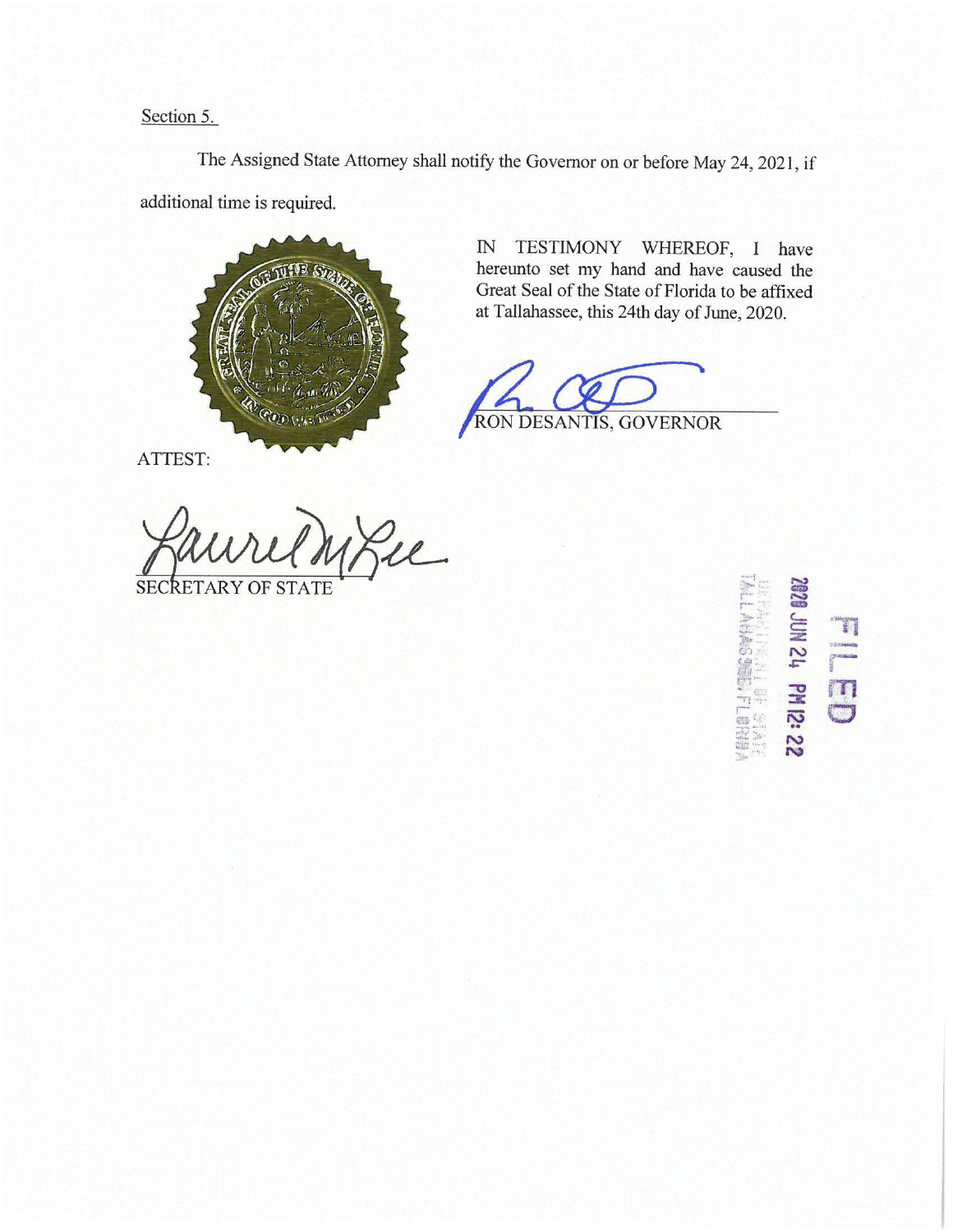Section 5.

The Assigned State Attorney shall notify the Governor on or before May 24, 2021, if additional time is required.

IN TESTIMONY WHEREOF, I have hereunto set my hand and have caused the Great Seal of the State of Florida to be affixed at Tallahassee, this 24th day of June, 2020.

RON DESANTIS, GOVERNOR

ATTEST:

SECRETARY OF STATE

FILED
2020 JUN 24 PM 12: 22
DEPARTMENT OF STATE
TALLAHASSEE, FLORIDA